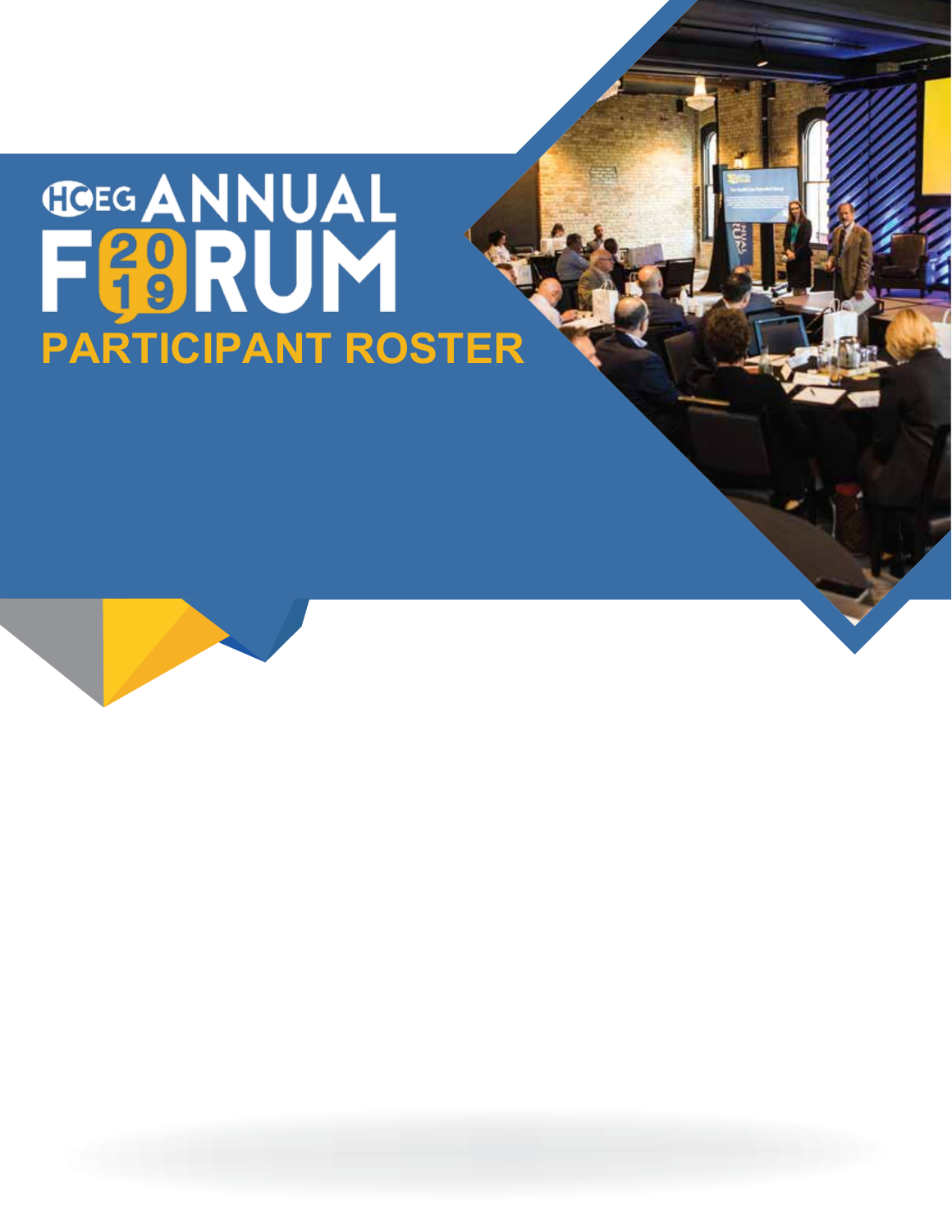# HCEG ANNUAL FORUM 2019

## PARTICIPANT ROSTER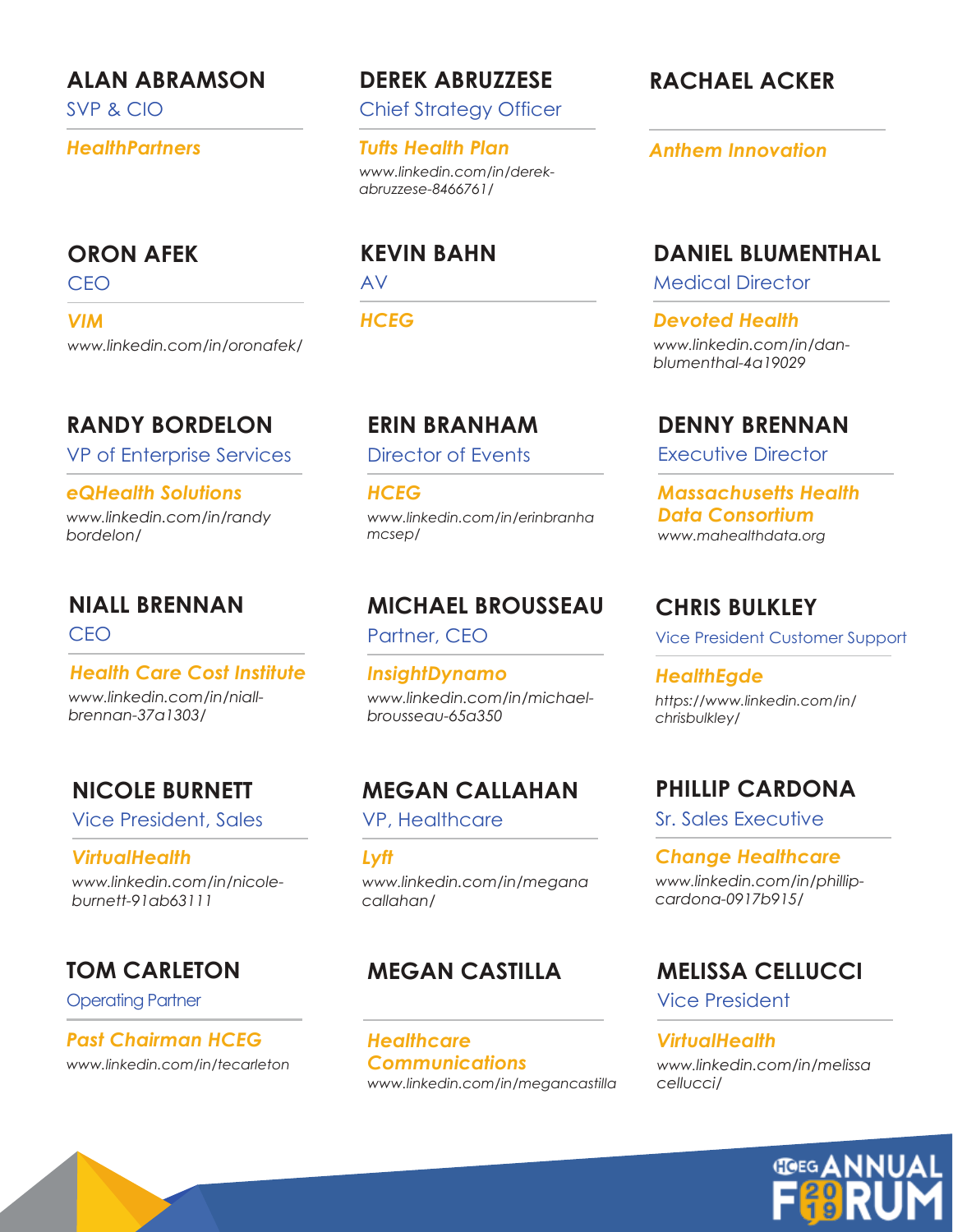## ALAN ABRAMSON

SVP & CIO

***HealthPartners***

## DEREK ABRUZZESE

Chief Strategy Officer

***Tufts Health Plan***

*www.linkedin.com/in/derek-abruzzese-8466761/*

## RACHAEL ACKER

***Anthem Innovation***

## ORON AFEK

CEO

***VIM***

*www.linkedin.com/in/oronafek/*

## KEVIN BAHN

AV

***HCEG***

## DANIEL BLUMENTHAL

Medical Director

***Devoted Health***

*www.linkedin.com/in/dan-blumenthal-4a19029*

## RANDY BORDELON

VP of Enterprise Services

***eQHealth Solutions***

*www.linkedin.com/in/randy bordelon/*

## ERIN BRANHAM

Director of Events

***HCEG***

*www.linkedin.com/in/erinbranha mcsep/*

## DENNY BRENNAN

Executive Director

***Massachusetts Health Data Consortium***

*www.mahealthdata.org*

## NIALL BRENNAN

CEO

***Health Care Cost Institute***

*www.linkedin.com/in/niall-brennan-37a1303/*

## MICHAEL BROUSSEAU

Partner, CEO

***InsightDynamo***

*www.linkedin.com/in/michael-brousseau-65a350*

## CHRIS BULKLEY

Vice President Customer Support

***HealthEgde***

*https://www.linkedin.com/in/chrisbulkley/*

## NICOLE BURNETT

Vice President, Sales

***VirtualHealth***

*www.linkedin.com/in/nicole-burnett-91ab63111*

## MEGAN CALLAHAN

VP, Healthcare

***Lyft***

*www.linkedin.com/in/megana callahan/*

## PHILLIP CARDONA

Sr. Sales Executive

***Change Healthcare***

*www.linkedin.com/in/phillip-cardona-0917b915/*

## TOM CARLETON

Operating Partner

***Past Chairman HCEG***

*www.linkedin.com/in/tecarleton*

## MEGAN CASTILLA

***Healthcare Communications***

*www.linkedin.com/in/megancastilla*

## MELISSA CELLUCCI

Vice President

***VirtualHealth***

*www.linkedin.com/in/melissa cellucci/*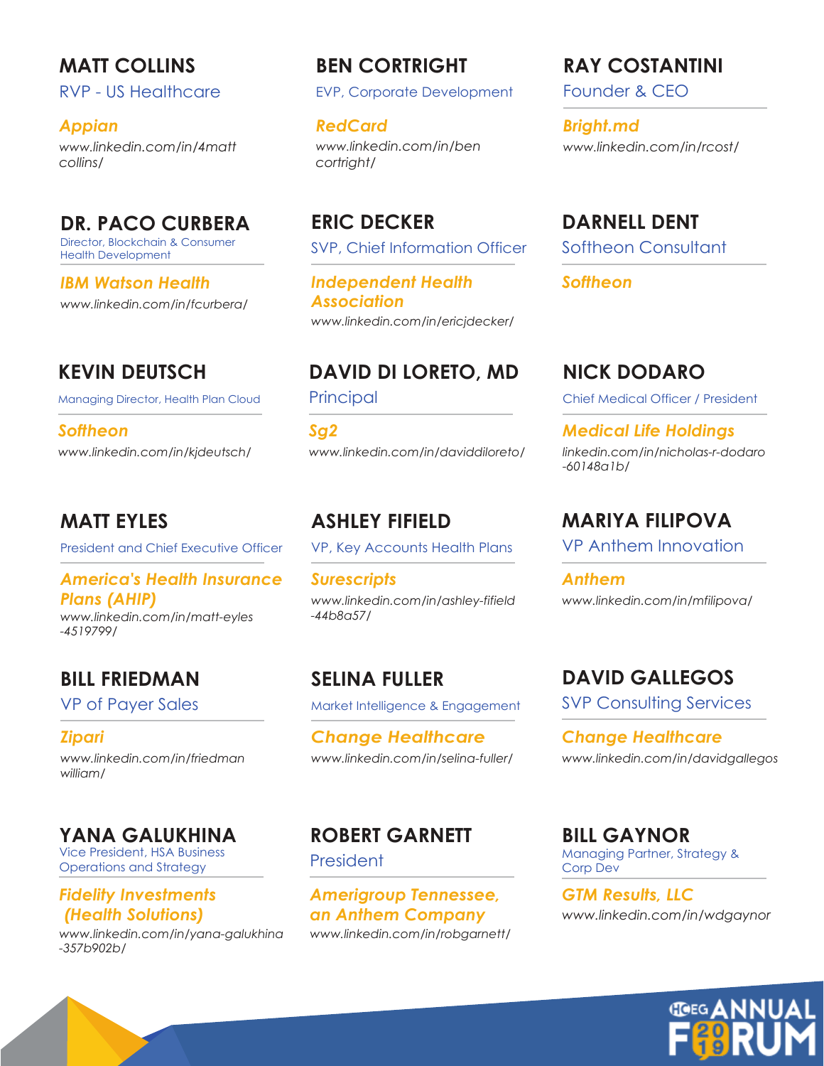## MATT COLLINS
RVP - US Healthcare

***Appian***
*www.linkedin.com/in/4mattcollins/*

## BEN CORTRIGHT
EVP, Corporate Development

***RedCard***
*www.linkedin.com/in/bencortright/*

## RAY COSTANTINI
Founder & CEO

***Bright.md***
*www.linkedin.com/in/rcost/*

## DR. PACO CURBERA
Director, Blockchain & Consumer Health Development

***IBM Watson Health***
*www.linkedin.com/in/fcurbera/*

## ERIC DECKER
SVP, Chief Information Officer

***Independent Health Association***
*www.linkedin.com/in/ericjdecker/*

## DARNELL DENT
Softheon Consultant

***Softheon***

## KEVIN DEUTSCH
Managing Director, Health Plan Cloud

***Softheon***
*www.linkedin.com/in/kjdeutsch/*

## DAVID DI LORETO, MD
Principal

***Sg2***
*www.linkedin.com/in/daviddiloreto/*

## NICK DODARO
Chief Medical Officer / President

***Medical Life Holdings***
*linkedin.com/in/nicholas-r-dodaro-60148a1b/*

## MATT EYLES
President and Chief Executive Officer

***America's Health Insurance Plans (AHIP)***
*www.linkedin.com/in/matt-eyles-4519799/*

## ASHLEY FIFIELD
VP, Key Accounts Health Plans

***Surescripts***
*www.linkedin.com/in/ashley-fifield-44b8a57/*

## MARIYA FILIPOVA
VP Anthem Innovation

***Anthem***
*www.linkedin.com/in/mfilipova/*

## BILL FRIEDMAN
VP of Payer Sales

***Zipari***
*www.linkedin.com/in/friedmanwilliam/*

## SELINA FULLER
Market Intelligence & Engagement

***Change Healthcare***
*www.linkedin.com/in/selina-fuller/*

## DAVID GALLEGOS
SVP Consulting Services

***Change Healthcare***
*www.linkedin.com/in/davidgallegos*

## YANA GALUKHINA
Vice President, HSA Business Operations and Strategy

***Fidelity Investments (Health Solutions)***
*www.linkedin.com/in/yana-galukhina-357b902b/*

## ROBERT GARNETT
President

***Amerigroup Tennessee, an Anthem Company***
*www.linkedin.com/in/robgarnett/*

## BILL GAYNOR
Managing Partner, Strategy & Corp Dev

***GTM Results, LLC***
*www.linkedin.com/in/wdgaynor*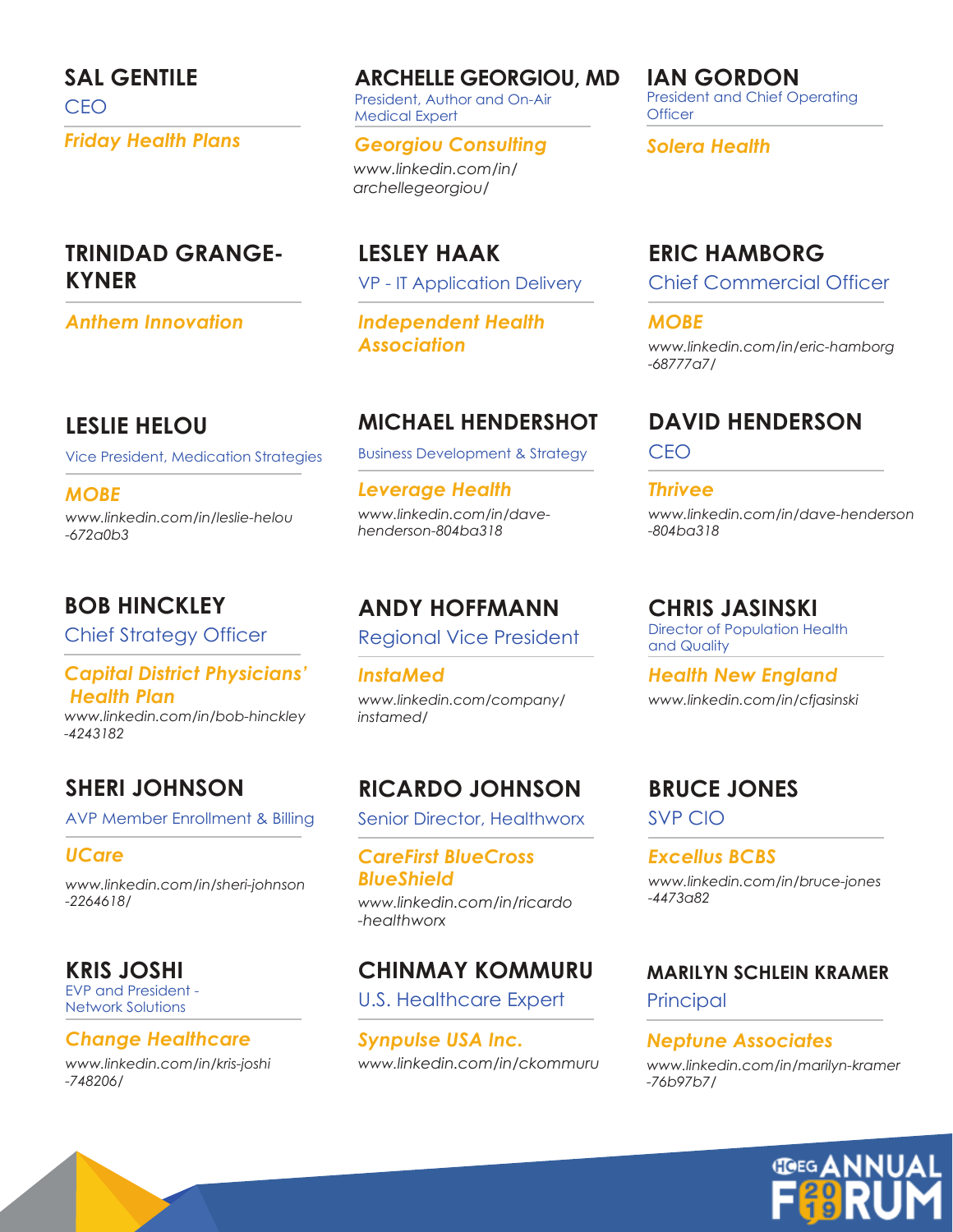## SAL GENTILE

CEO

***Friday Health Plans***

## ARCHELLE GEORGIOU, MD

President, Author and On-Air Medical Expert

***Georgiou Consulting***

*www.linkedin.com/in/archellegeorgiou/*

## IAN GORDON

President and Chief Operating Officer

***Solera Health***

## TRINIDAD GRANGE-KYNER

***Anthem Innovation***

## LESLEY HAAK

VP - IT Application Delivery

***Independent Health Association***

## ERIC HAMBORG

Chief Commercial Officer

***MOBE***

*www.linkedin.com/in/eric-hamborg-68777a7/*

## LESLIE HELOU

Vice President, Medication Strategies

***MOBE***

*www.linkedin.com/in/leslie-helou-672a0b3*

## MICHAEL HENDERSHOT

Business Development & Strategy

***Leverage Health***

*www.linkedin.com/in/dave-henderson-804ba318*

## DAVID HENDERSON

CEO

***Thrivee***

*www.linkedin.com/in/dave-henderson-804ba318*

## BOB HINCKLEY

Chief Strategy Officer

***Capital District Physicians' Health Plan***

*www.linkedin.com/in/bob-hinckley-4243182*

## ANDY HOFFMANN

Regional Vice President

***InstaMed***

*www.linkedin.com/company/instamed/*

## CHRIS JASINSKI

Director of Population Health and Quality

***Health New England***

*www.linkedin.com/in/cfjasinski*

## SHERI JOHNSON

AVP Member Enrollment & Billing

***UCare***

*www.linkedin.com/in/sheri-johnson-2264618/*

## RICARDO JOHNSON

Senior Director, Healthworx

***CareFirst BlueCross BlueShield***

*www.linkedin.com/in/ricardo-healthworx*

## BRUCE JONES

SVP CIO

***Excellus BCBS***

*www.linkedin.com/in/bruce-jones-4473a82*

## KRIS JOSHI

EVP and President - Network Solutions

***Change Healthcare***

*www.linkedin.com/in/kris-joshi-748206/*

## CHINMAY KOMMURU

U.S. Healthcare Expert

***Synpulse USA Inc.***

*www.linkedin.com/in/ckommuru*

## MARILYN SCHLEIN KRAMER

Principal

***Neptune Associates***

*www.linkedin.com/in/marilyn-kramer-76b97b7/*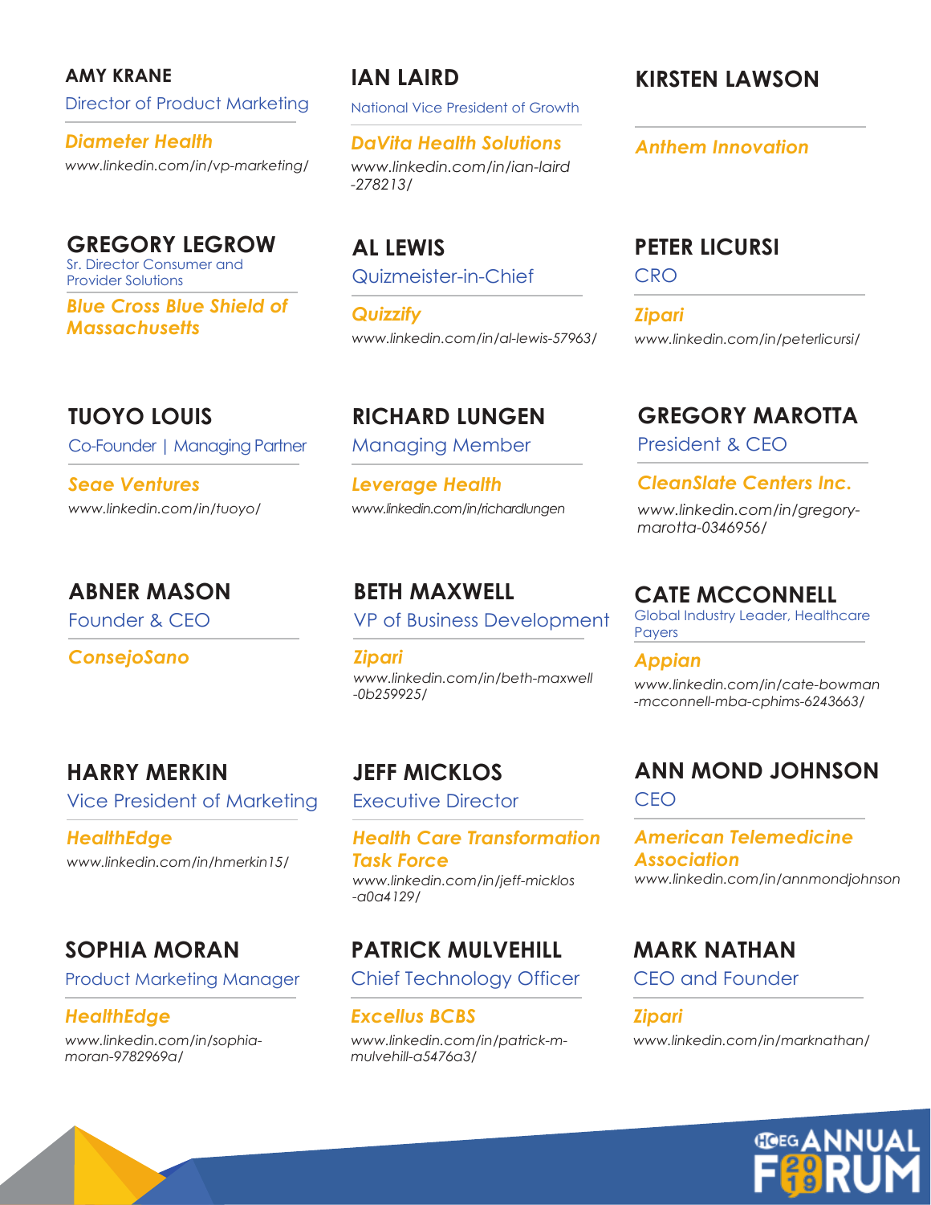## AMY KRANE

Director of Product Marketing

***Diameter Health***

*www.linkedin.com/in/vp-marketing/*

## IAN LAIRD

National Vice President of Growth

***DaVita Health Solutions***

*www.linkedin.com/in/ian-laird-278213/*

## KIRSTEN LAWSON

***Anthem Innovation***

## GREGORY LEGROW

Sr. Director Consumer and Provider Solutions

***Blue Cross Blue Shield of Massachusetts***

## AL LEWIS

Quizmeister-in-Chief

***Quizzify***

*www.linkedin.com/in/al-lewis-57963/*

## PETER LICURSI

CRO

***Zipari***

*www.linkedin.com/in/peterlicursi/*

## TUOYO LOUIS

Co-Founder | Managing Partner

***Seae Ventures***

*www.linkedin.com/in/tuoyo/*

## RICHARD LUNGEN

Managing Member

***Leverage Health***

*www.linkedin.com/in/richardlungen*

## GREGORY MAROTTA

President & CEO

***CleanSlate Centers Inc.***

*www.linkedin.com/in/gregory-marotta-0346956/*

## ABNER MASON

Founder & CEO

***ConsejoSano***

## BETH MAXWELL

VP of Business Development

***Zipari***

*www.linkedin.com/in/beth-maxwell-0b259925/*

## CATE MCCONNELL

Global Industry Leader, Healthcare Payers

***Appian***

*www.linkedin.com/in/cate-bowman-mcconnell-mba-cphims-6243663/*

## HARRY MERKIN

Vice President of Marketing

***HealthEdge***

*www.linkedin.com/in/hmerkin15/*

## JEFF MICKLOS

Executive Director

***Health Care Transformation Task Force***

*www.linkedin.com/in/jeff-micklos-a0a4129/*

## ANN MOND JOHNSON

CEO

***American Telemedicine Association***

*www.linkedin.com/in/annmondjohnson*

## SOPHIA MORAN

Product Marketing Manager

***HealthEdge***

*www.linkedin.com/in/sophia-moran-9782969a/*

## PATRICK MULVEHILL

Chief Technology Officer

***Excellus BCBS***

*www.linkedin.com/in/patrick-m-mulvehill-a5476a3/*

## MARK NATHAN

CEO and Founder

***Zipari***

*www.linkedin.com/in/marknathan/*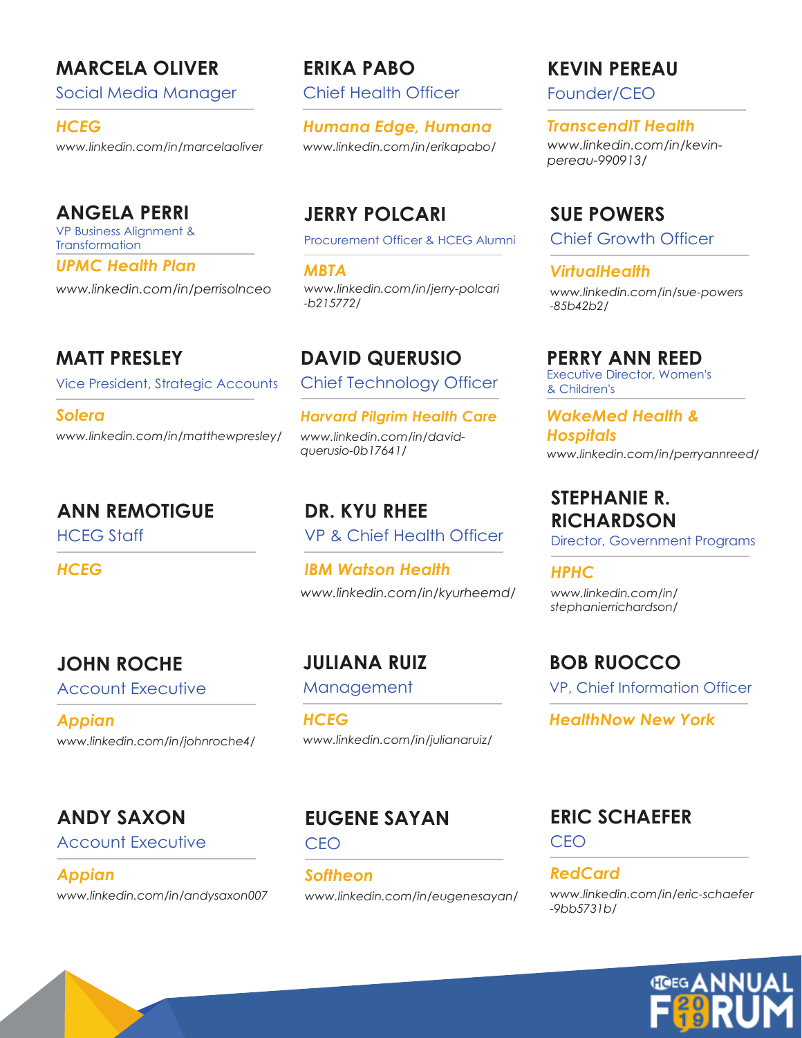### MARCELA OLIVER
Social Media Manager

***HCEG***
*www.linkedin.com/in/marcelaoliver*

### ERIKA PABO
Chief Health Officer

***Humana Edge, Humana***
*www.linkedin.com/in/erikapabo/*

### KEVIN PEREAU
Founder/CEO

***TranscendIT Health***
*www.linkedin.com/in/kevin-pereau-990913/*

### ANGELA PERRI
VP Business Alignment & Transformation

***UPMC Health Plan***
*www.linkedin.com/in/perrisolnceo*

### JERRY POLCARI
Procurement Officer & HCEG Alumni

***MBTA***
*www.linkedin.com/in/jerry-polcari-b215772/*

### SUE POWERS
Chief Growth Officer

***VirtualHealth***
*www.linkedin.com/in/sue-powers-85b42b2/*

### MATT PRESLEY
Vice President, Strategic Accounts

***Solera***
*www.linkedin.com/in/matthewpresley/*

### DAVID QUERUSIO
Chief Technology Officer

***Harvard Pilgrim Health Care***
*www.linkedin.com/in/david-querusio-0b17641/*

### PERRY ANN REED
Executive Director, Women's & Children's

***WakeMed Health & Hospitals***
*www.linkedin.com/in/perryannreed/*

### ANN REMOTIGUE
HCEG Staff

***HCEG***

### DR. KYU RHEE
VP & Chief Health Officer

***IBM Watson Health***
*www.linkedin.com/in/kyurheemd/*

### STEPHANIE R. RICHARDSON
Director, Government Programs

***HPHC***
*www.linkedin.com/in/stephanierrichardson/*

### JOHN ROCHE
Account Executive

***Appian***
*www.linkedin.com/in/johnroche4/*

### JULIANA RUIZ
Management

***HCEG***
*www.linkedin.com/in/julianaruiz/*

### BOB RUOCCO
VP, Chief Information Officer

***HealthNow New York***

### ANDY SAXON
Account Executive

***Appian***
*www.linkedin.com/in/andysaxon007*

### EUGENE SAYAN
CEO

***Softheon***
*www.linkedin.com/in/eugenesayan/*

### ERIC SCHAEFER
CEO

***RedCard***
*www.linkedin.com/in/eric-schaefer-9bb5731b/*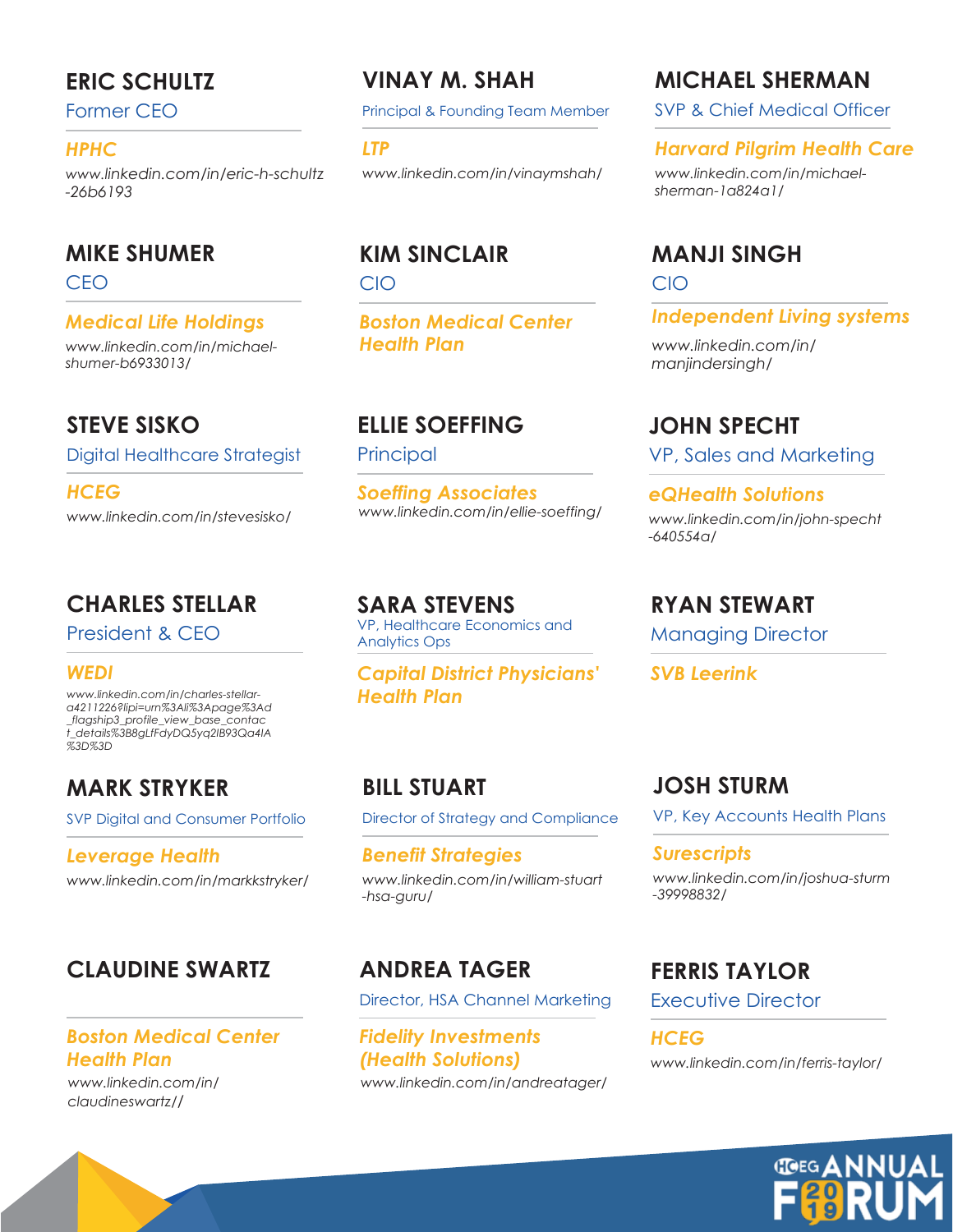## ERIC SCHULTZ

Former CEO

***HPHC***

*www.linkedin.com/in/eric-h-schultz-26b6193*

## VINAY M. SHAH

Principal & Founding Team Member

***LTP***

*www.linkedin.com/in/vinaymshah/*

## MICHAEL SHERMAN

SVP & Chief Medical Officer

***Harvard Pilgrim Health Care***

*www.linkedin.com/in/michael-sherman-1a824a1/*

## MIKE SHUMER

CEO

***Medical Life Holdings***

*www.linkedin.com/in/michael-shumer-b6933013/*

## KIM SINCLAIR

CIO

***Boston Medical Center Health Plan***

## MANJI SINGH

CIO

***Independent Living systems***

*www.linkedin.com/in/manjindersingh/*

## STEVE SISKO

Digital Healthcare Strategist

***HCEG***

*www.linkedin.com/in/stevesisko/*

## ELLIE SOEFFING

Principal

***Soeffing Associates***

*www.linkedin.com/in/ellie-soeffing/*

## JOHN SPECHT

VP, Sales and Marketing

***eQHealth Solutions***

*www.linkedin.com/in/john-specht-640554a/*

## CHARLES STELLAR

President & CEO

***WEDI***

*www.linkedin.com/in/charles-stellar-a4211226?lipi=urn%3Ali%3Apage%3Ad_flagship3_profile_view_base_contact_details%3B8gLFdyDQ5yq2lB93Qa4IA%3D%3D*

## SARA STEVENS

VP, Healthcare Economics and Analytics Ops

***Capital District Physicians' Health Plan***

## RYAN STEWART

Managing Director

***SVB Leerink***

## MARK STRYKER

SVP Digital and Consumer Portfolio

***Leverage Health***

*www.linkedin.com/in/markkstryker/*

## BILL STUART

Director of Strategy and Compliance

***Benefit Strategies***

*www.linkedin.com/in/william-stuart-hsa-guru/*

## JOSH STURM

VP, Key Accounts Health Plans

***Surescripts***

*www.linkedin.com/in/joshua-sturm-39998832/*

## CLAUDINE SWARTZ

***Boston Medical Center Health Plan***

*www.linkedin.com/in/claudineswartz//*

## ANDREA TAGER

Director, HSA Channel Marketing

***Fidelity Investments (Health Solutions)***

*www.linkedin.com/in/andreatager/*

## FERRIS TAYLOR

Executive Director

***HCEG***

*www.linkedin.com/in/ferris-taylor/*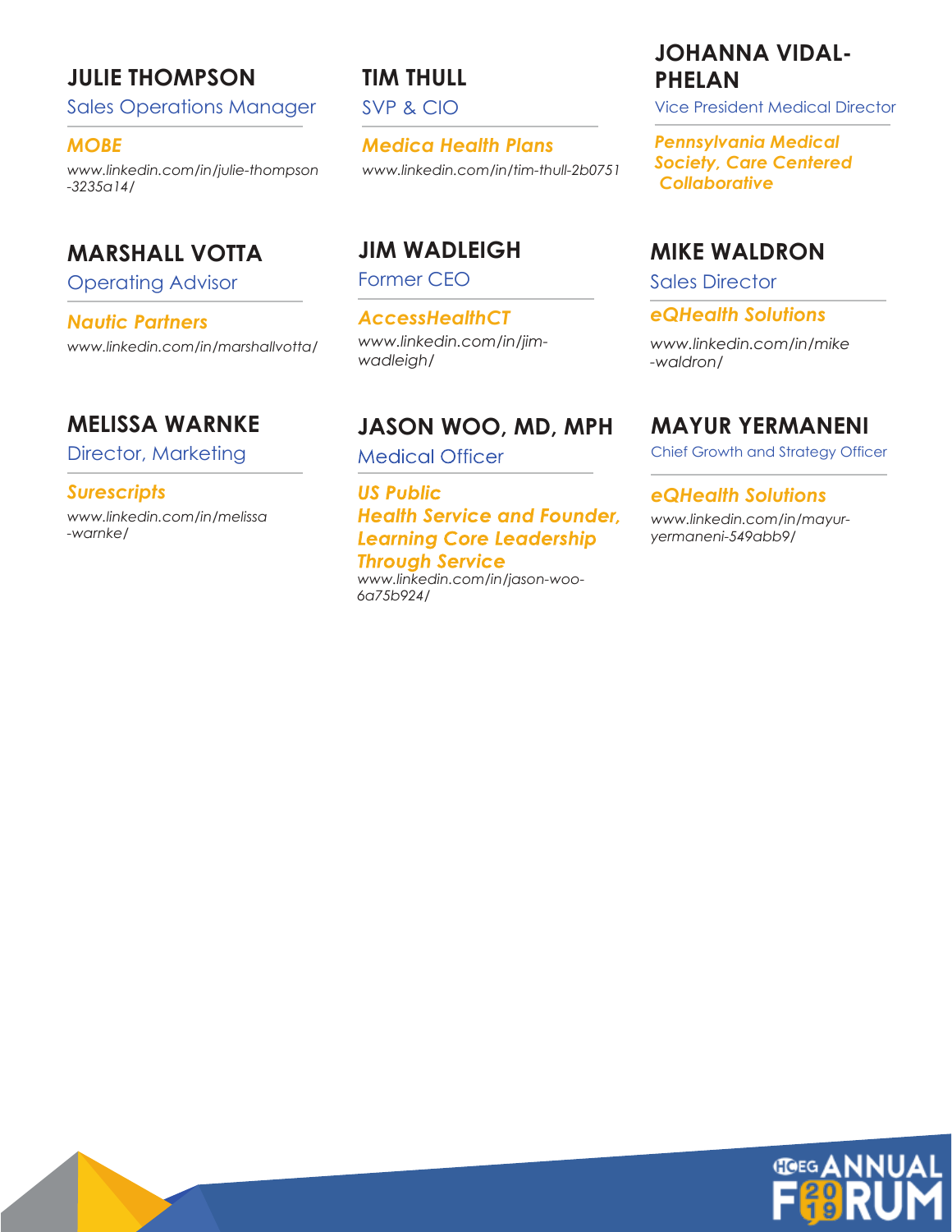## JULIE THOMPSON

Sales Operations Manager

***MOBE***

*www.linkedin.com/in/julie-thompson-3235a14/*

## TIM THULL

SVP & CIO

***Medica Health Plans***

*www.linkedin.com/in/tim-thull-2b0751*

## JOHANNA VIDAL-PHELAN

Vice President Medical Director

***Pennsylvania Medical Society, Care Centered Collaborative***

## MARSHALL VOTTA

Operating Advisor

***Nautic Partners***

*www.linkedin.com/in/marshallvotta/*

## JIM WADLEIGH

Former CEO

***AccessHealthCT***

*www.linkedin.com/in/jim-wadleigh/*

## MIKE WALDRON

Sales Director

***eQHealth Solutions***

*www.linkedin.com/in/mike-waldron/*

## MELISSA WARNKE

Director, Marketing

***Surescripts***

*www.linkedin.com/in/melissa-warnke/*

## JASON WOO, MD, MPH

Medical Officer

***US Public Health Service and Founder, Learning Core Leadership Through Service***

*www.linkedin.com/in/jason-woo-6a75b924/*

## MAYUR YERMANENI

Chief Growth and Strategy Officer

***eQHealth Solutions***

*www.linkedin.com/in/mayur-yermaneni-549abb9/*